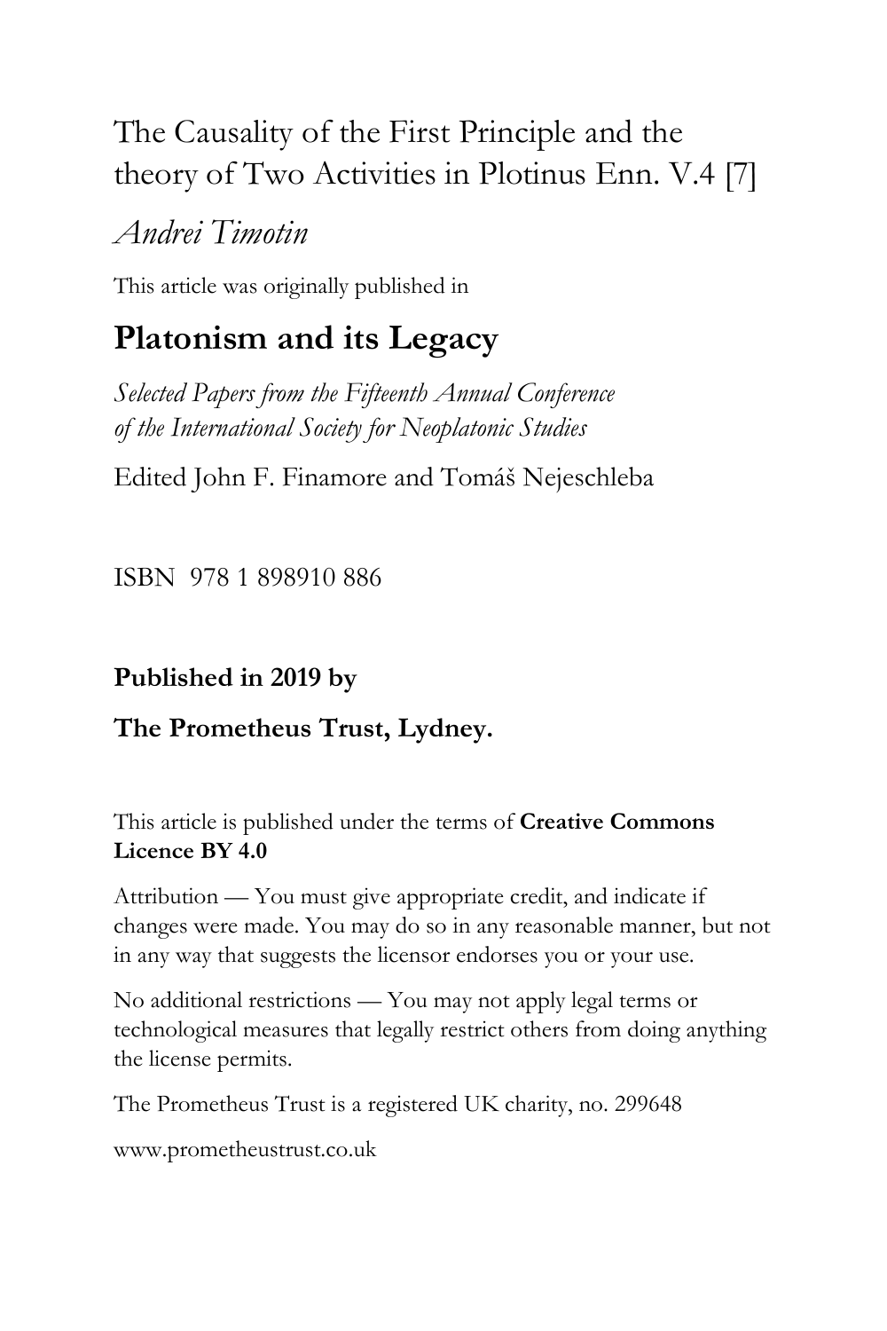# The Causality of the First Principle and the theory of Two Activities in Plotinus Enn. V.4 [7]

*Andrei Timotin*

This article was originally published in

## Platonism and its Legacy

*Selected Papers from the Fifteenth Annual Conference of the International Society for Neoplatonic Studies*

Edited John F. Finamore and Tomáš Nejeschleba

ISBN 978 1 898910 886

**Published in 2019 by**

**The Prometheus Trust, Lydney.**

This article is published under the terms of **Creative Commons Licence BY 4.0**

Attribution — You must give appropriate credit, and indicate if changes were made. You may do so in any reasonable manner, but not in any way that suggests the licensor endorses you or your use.

No additional restrictions — You may not apply legal terms or technological measures that legally restrict others from doing anything the license permits.

The Prometheus Trust is a registered UK charity, no. 299648

www.prometheustrust.co.uk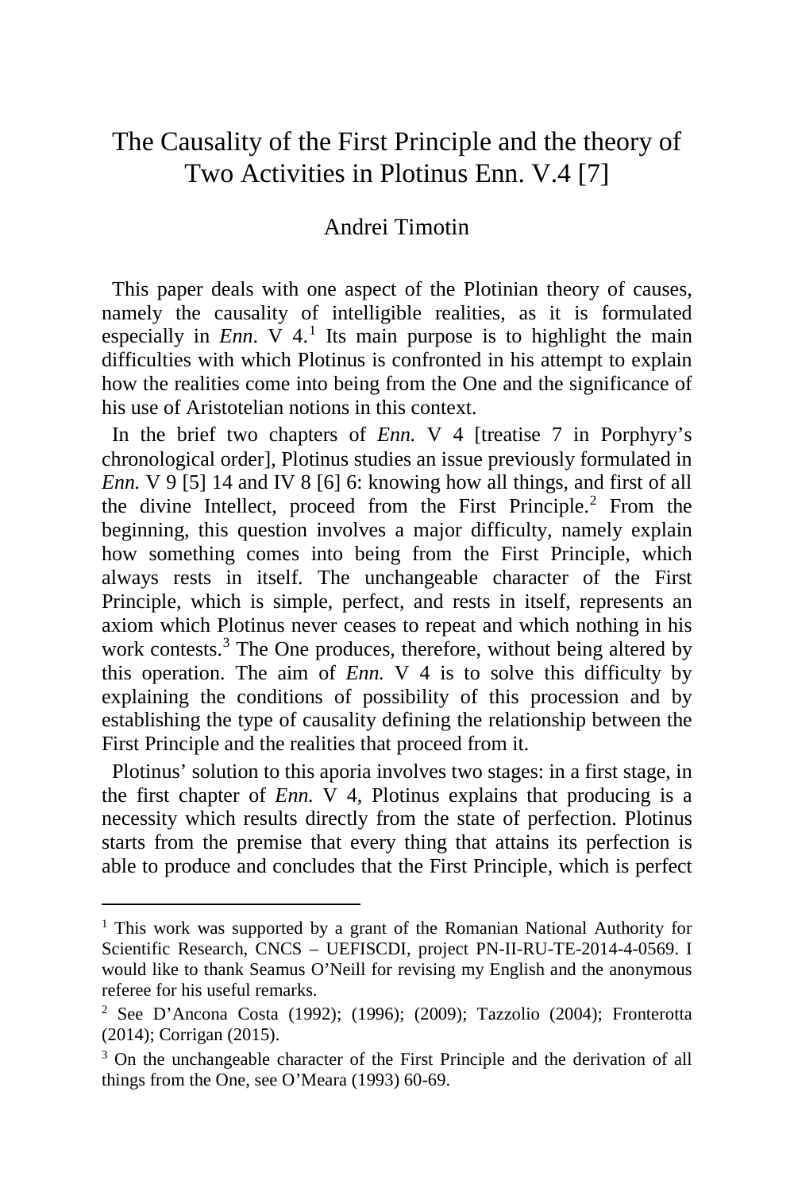# The Causality of the First Principle and the theory of Two Activities in Plotinus Enn. V.4 [7]

Andrei Timotin

This paper deals with one aspect of the Plotinian theory of causes, namely the causality of intelligible realities, as it is formulated especially in *Enn*. V 4.[1] Its main purpose is to highlight the main difficulties with which Plotinus is confronted in his attempt to explain how the realities come into being from the One and the significance of his use of Aristotelian notions in this context.

In the brief two chapters of *Enn.* V 4 [treatise 7 in Porphyry's chronological order], Plotinus studies an issue previously formulated in *Enn.* V 9 [5] 14 and IV 8 [6] 6: knowing how all things, and first of all the divine Intellect, proceed from the First Principle.[2] From the beginning, this question involves a major difficulty, namely explain how something comes into being from the First Principle, which always rests in itself. The unchangeable character of the First Principle, which is simple, perfect, and rests in itself, represents an axiom which Plotinus never ceases to repeat and which nothing in his work contests.[3] The One produces, therefore, without being altered by this operation. The aim of *Enn.* V 4 is to solve this difficulty by explaining the conditions of possibility of this procession and by establishing the type of causality defining the relationship between the First Principle and the realities that proceed from it.

Plotinus' solution to this aporia involves two stages: in a first stage, in the first chapter of *Enn.* V 4, Plotinus explains that producing is a necessity which results directly from the state of perfection. Plotinus starts from the premise that every thing that attains its perfection is able to produce and concludes that the First Principle, which is perfect

---

[1] This work was supported by a grant of the Romanian National Authority for Scientific Research, CNCS – UEFISCDI, project PN-II-RU-TE-2014-4-0569. I would like to thank Seamus O'Neill for revising my English and the anonymous referee for his useful remarks.

[2] See D'Ancona Costa (1992); (1996); (2009); Tazzolio (2004); Fronterotta (2014); Corrigan (2015).

[3] On the unchangeable character of the First Principle and the derivation of all things from the One, see O'Meara (1993) 60-69.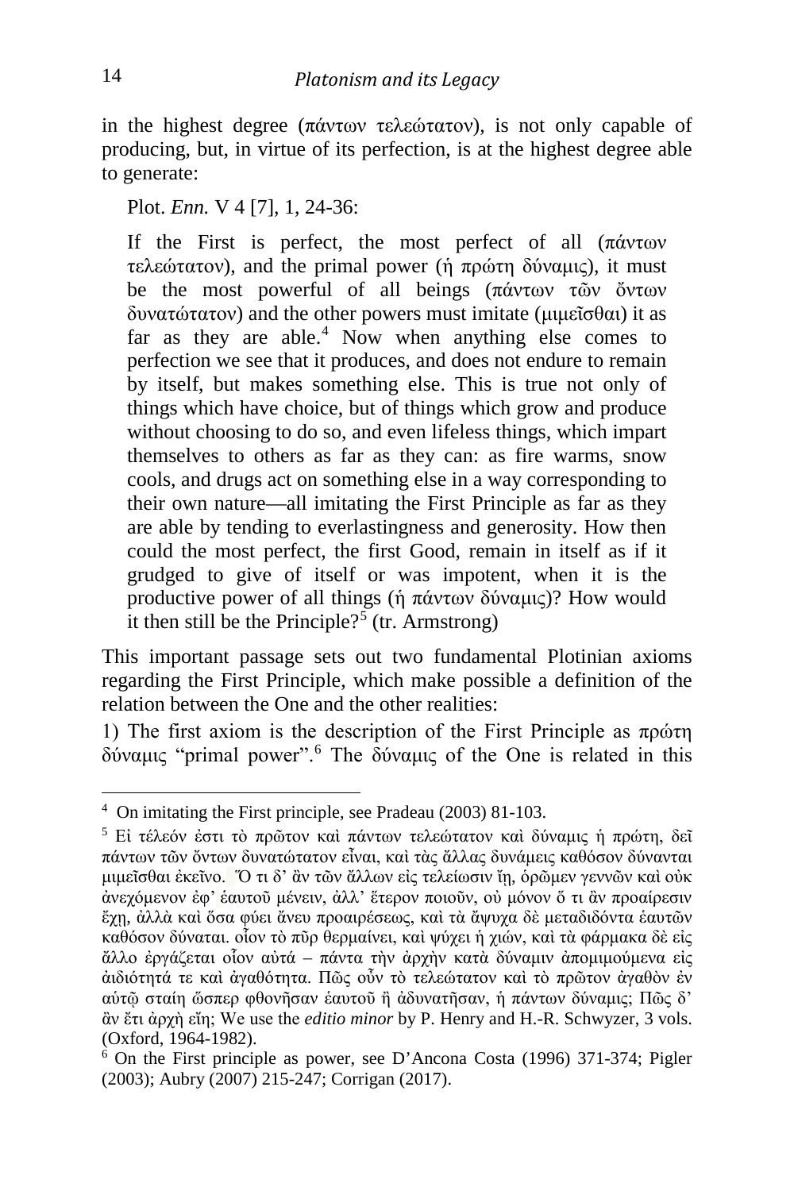in the highest degree (πάντων τελεώτατον), is not only capable of producing, but, in virtue of its perfection, is at the highest degree able to generate:

> Plot. *Enn.* V 4 [7], 1, 24-36:
>
> If the First is perfect, the most perfect of all (πάντων τελεώτατον), and the primal power (ἡ πρώτη δύναμις), it must be the most powerful of all beings (πάντων τῶν ὄντων δυνατώτατον) and the other powers must imitate (μιμεῖσθαι) it as far as they are able.[4] Now when anything else comes to perfection we see that it produces, and does not endure to remain by itself, but makes something else. This is true not only of things which have choice, but of things which grow and produce without choosing to do so, and even lifeless things, which impart themselves to others as far as they can: as fire warms, snow cools, and drugs act on something else in a way corresponding to their own nature—all imitating the First Principle as far as they are able by tending to everlastingness and generosity. How then could the most perfect, the first Good, remain in itself as if it grudged to give of itself or was impotent, when it is the productive power of all things (ἡ πάντων δύναμις)? How would it then still be the Principle?[5] (tr. Armstrong)

This important passage sets out two fundamental Plotinian axioms regarding the First Principle, which make possible a definition of the relation between the One and the other realities:

1) The first axiom is the description of the First Principle as πρώτη δύναμις "primal power".[6] The δύναμις of the One is related in this

---

[4] On imitating the First principle, see Pradeau (2003) 81-103.

[5] Εἰ τέλεόν ἐστι τὸ πρῶτον καὶ πάντων τελεώτατον καὶ δύναμις ἡ πρώτη, δεῖ πάντων τῶν ὄντων δυνατώτατον εἶναι, καὶ τὰς ἄλλας δυνάμεις καθόσον δύνανται μιμεῖσθαι ἐκεῖνο. Ὅ τι δ' ἂν τῶν ἄλλων εἰς τελείωσιν ἴῃ, ὁρῶμεν γεννῶν καὶ οὐκ ἀνεχόμενον ἐφ' ἑαυτοῦ μένειν, ἀλλ' ἕτερον ποιοῦν, οὐ μόνον ὅ τι ἂν προαίρεσιν ἔχῃ, ἀλλὰ καὶ ὅσα φύει ἄνευ προαιρέσεως, καὶ τὰ ἄψυχα δὲ μεταδιδόντα ἑαυτῶν καθόσον δύναται. οἷον τὸ πῦρ θερμαίνει, καὶ ψύχει ἡ χιών, καὶ τὰ φάρμακα δὲ εἰς ἄλλο ἐργάζεται οἷον αὐτά – πάντα τὴν ἀρχὴν κατὰ δύναμιν ἀπομιμούμενα εἰς ἀιδιότητά τε καὶ ἀγαθότητα. Πῶς οὖν τὸ τελεώτατον καὶ τὸ πρῶτον ἀγαθὸν ἐν αὑτῷ σταίη ὥσπερ φθονῆσαν ἑαυτοῦ ἢ ἀδυνατῆσαν, ἡ πάντων δύναμις; Πῶς δ' ἂν ἔτι ἀρχὴ εἴη; We use the *editio minor* by P. Henry and H.-R. Schwyzer, 3 vols. (Oxford, 1964-1982).

[6] On the First principle as power, see D'Ancona Costa (1996) 371-374; Pigler (2003); Aubry (2007) 215-247; Corrigan (2017).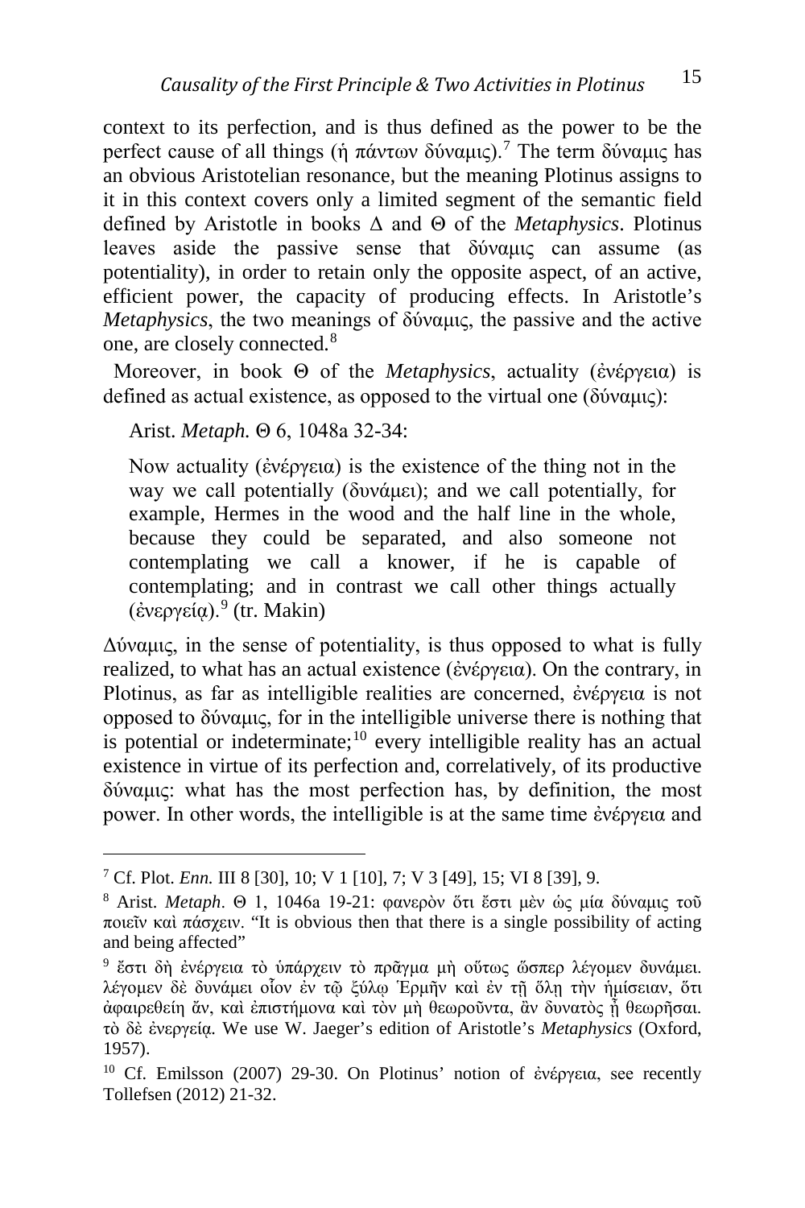context to its perfection, and is thus defined as the power to be the perfect cause of all things (ἡ πάντων δύναμις).[7] The term δύναμις has an obvious Aristotelian resonance, but the meaning Plotinus assigns to it in this context covers only a limited segment of the semantic field defined by Aristotle in books Δ and Θ of the *Metaphysics*. Plotinus leaves aside the passive sense that δύναμις can assume (as potentiality), in order to retain only the opposite aspect, of an active, efficient power, the capacity of producing effects. In Aristotle's *Metaphysics*, the two meanings of δύναμις, the passive and the active one, are closely connected.[8]

Moreover, in book Θ of the *Metaphysics*, actuality (ἐνέργεια) is defined as actual existence, as opposed to the virtual one (δύναμις):

> Arist. *Metaph.* Θ 6, 1048a 32-34:
>
> Now actuality (ἐνέργεια) is the existence of the thing not in the way we call potentially (δυνάμει); and we call potentially, for example, Hermes in the wood and the half line in the whole, because they could be separated, and also someone not contemplating we call a knower, if he is capable of contemplating; and in contrast we call other things actually (ἐνεργείᾳ).[9] (tr. Makin)

Δύναμις, in the sense of potentiality, is thus opposed to what is fully realized, to what has an actual existence (ἐνέργεια). On the contrary, in Plotinus, as far as intelligible realities are concerned, ἐνέργεια is not opposed to δύναμις, for in the intelligible universe there is nothing that is potential or indeterminate;[10] every intelligible reality has an actual existence in virtue of its perfection and, correlatively, of its productive δύναμις: what has the most perfection has, by definition, the most power. In other words, the intelligible is at the same time ἐνέργεια and

---

[7] Cf. Plot. *Enn.* III 8 [30], 10; V 1 [10], 7; V 3 [49], 15; VI 8 [39], 9.

[8] Arist. *Metaph*. Θ 1, 1046a 19-21: φανερὸν ὅτι ἔστι μὲν ὡς μία δύναμις τοῦ ποιεῖν καὶ πάσχειν. "It is obvious then that there is a single possibility of acting and being affected"

[9] ἔστι δὴ ἐνέργεια τὸ ὑπάρχειν τὸ πρᾶγμα μὴ οὕτως ὥσπερ λέγομεν δυνάμει. λέγομεν δὲ δυνάμει οἷον ἐν τῷ ξύλῳ Ἑρμῆν καὶ ἐν τῇ ὅλῃ τὴν ἡμίσειαν, ὅτι ἀφαιρεθείη ἄν, καὶ ἐπιστήμονα καὶ τὸν μὴ θεωροῦντα, ἂν δυνατὸς ᾖ θεωρῆσαι. τὸ δὲ ἐνεργείᾳ. We use W. Jaeger's edition of Aristotle's *Metaphysics* (Oxford, 1957).

[10] Cf. Emilsson (2007) 29-30. On Plotinus' notion of ἐνέργεια, see recently Tollefsen (2012) 21-32.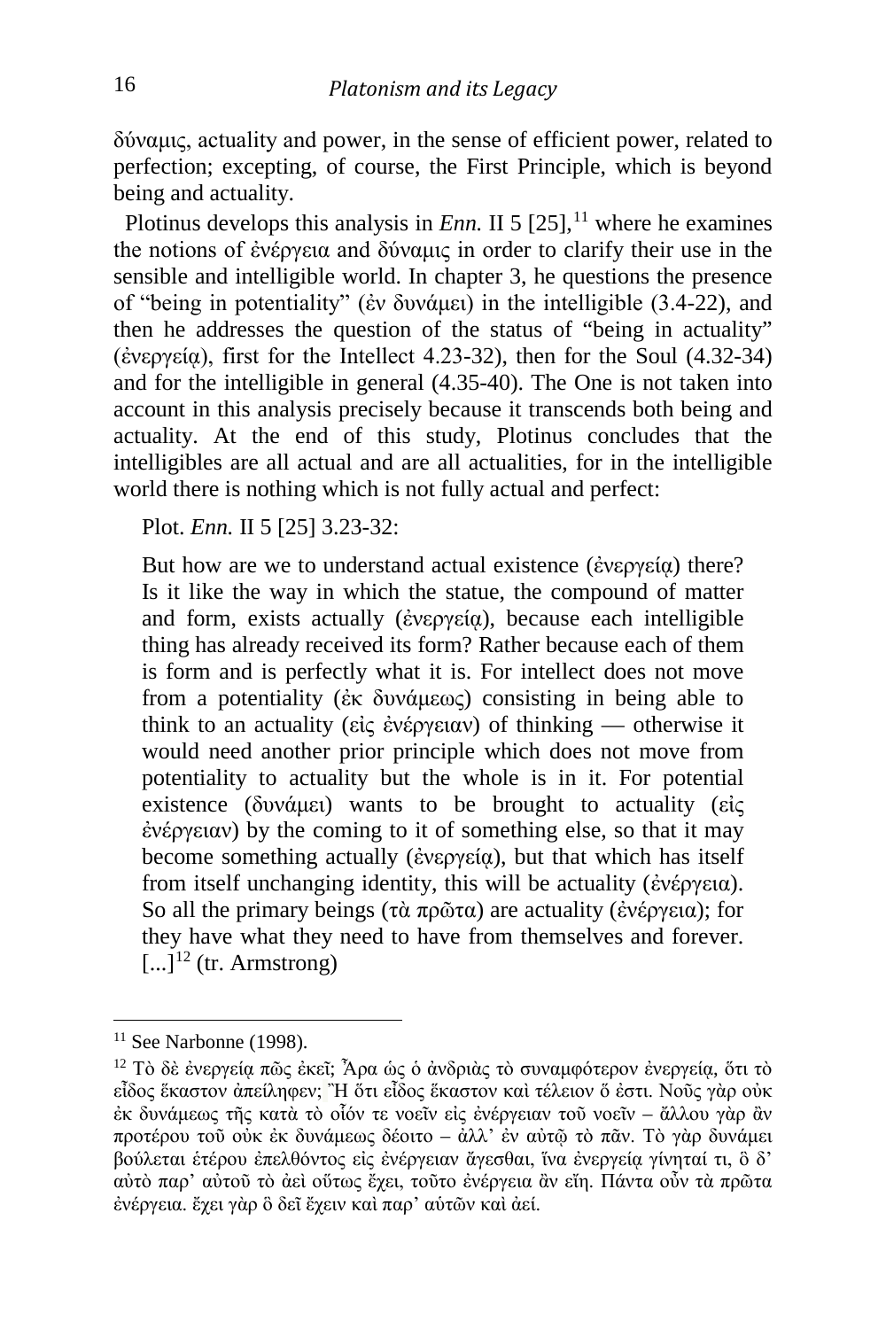δύναμις, actuality and power, in the sense of efficient power, related to perfection; excepting, of course, the First Principle, which is beyond being and actuality.

Plotinus develops this analysis in *Enn.* II 5 [25],[11] where he examines the notions of ἐνέργεια and δύναμις in order to clarify their use in the sensible and intelligible world. In chapter 3, he questions the presence of "being in potentiality" (ἐν δυνάμει) in the intelligible (3.4-22), and then he addresses the question of the status of "being in actuality" (ἐνεργείᾳ), first for the Intellect 4.23-32), then for the Soul (4.32-34) and for the intelligible in general (4.35-40). The One is not taken into account in this analysis precisely because it transcends both being and actuality. At the end of this study, Plotinus concludes that the intelligibles are all actual and are all actualities, for in the intelligible world there is nothing which is not fully actual and perfect:

> Plot. *Enn.* II 5 [25] 3.23-32:
>
> But how are we to understand actual existence (ἐνεργείᾳ) there? Is it like the way in which the statue, the compound of matter and form, exists actually (ἐνεργείᾳ), because each intelligible thing has already received its form? Rather because each of them is form and is perfectly what it is. For intellect does not move from a potentiality (ἐκ δυνάμεως) consisting in being able to think to an actuality (εἰς ἐνέργειαν) of thinking — otherwise it would need another prior principle which does not move from potentiality to actuality but the whole is in it. For potential existence (δυνάμει) wants to be brought to actuality (εἰς ἐνέργειαν) by the coming to it of something else, so that it may become something actually (ἐνεργείᾳ), but that which has itself from itself unchanging identity, this will be actuality (ἐνέργεια). So all the primary beings (τὰ πρῶτα) are actuality (ἐνέργεια); for they have what they need to have from themselves and forever. [...][12] (tr. Armstrong)

---

[11] See Narbonne (1998).

[12] Τὸ δὲ ἐνεργείᾳ πῶς ἐκεῖ; Ἆρα ὡς ὁ ἀνδριὰς τὸ συναμφότερον ἐνεργείᾳ, ὅτι τὸ εἶδος ἕκαστον ἀπείληφεν; Ἢ ὅτι εἶδος ἕκαστον καὶ τέλειον ὅ ἐστι. Νοῦς γὰρ οὐκ ἐκ δυνάμεως τῆς κατὰ τὸ οἷόν τε νοεῖν εἰς ἐνέργειαν τοῦ νοεῖν – ἄλλου γὰρ ἂν προτέρου τοῦ οὐκ ἐκ δυνάμεως δέοιτο – ἀλλ' ἐν αὐτῷ τὸ πᾶν. Τὸ γὰρ δυνάμει βούλεται ἑτέρου ἐπελθόντος εἰς ἐνέργειαν ἄγεσθαι, ἵνα ἐνεργείᾳ γίνηταί τι, ὃ δ' αὐτὸ παρ' αὐτοῦ τὸ ἀεὶ οὕτως ἔχει, τοῦτο ἐνέργεια ἂν εἴη. Πάντα οὖν τὰ πρῶτα ἐνέργεια. ἔχει γὰρ ὃ δεῖ ἔχειν καὶ παρ' αὐτῶν καὶ ἀεί.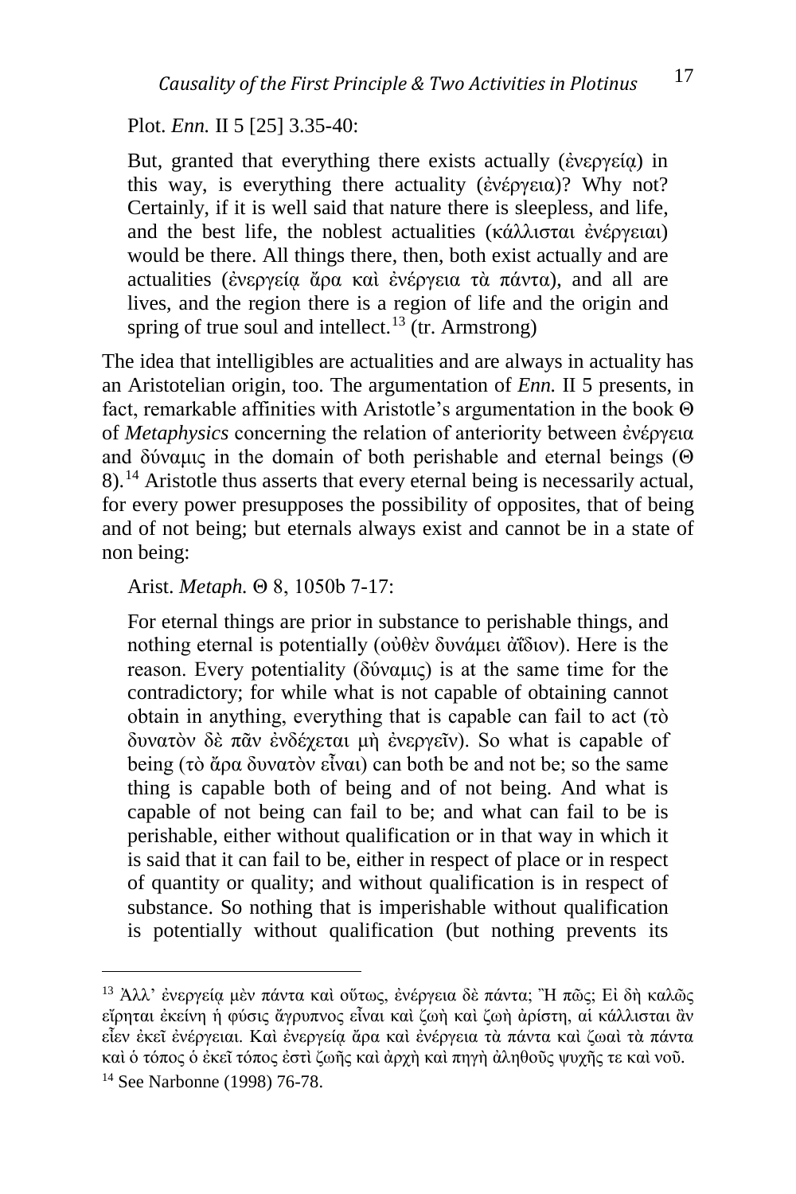Plot. *Enn.* II 5 [25] 3.35-40:

> But, granted that everything there exists actually (ἐνεργείᾳ) in this way, is everything there actuality (ἐνέργεια)? Why not? Certainly, if it is well said that nature there is sleepless, and life, and the best life, the noblest actualities (κάλλισται ἐνέργειαι) would be there. All things there, then, both exist actually and are actualities (ἐνεργείᾳ ἄρα καὶ ἐνέργεια τὰ πάντα), and all are lives, and the region there is a region of life and the origin and spring of true soul and intellect.[13] (tr. Armstrong)

The idea that intelligibles are actualities and are always in actuality has an Aristotelian origin, too. The argumentation of *Enn.* II 5 presents, in fact, remarkable affinities with Aristotle's argumentation in the book Θ of *Metaphysics* concerning the relation of anteriority between ἐνέργεια and δύναμις in the domain of both perishable and eternal beings (Θ 8).[14] Aristotle thus asserts that every eternal being is necessarily actual, for every power presupposes the possibility of opposites, that of being and of not being; but eternals always exist and cannot be in a state of non being:

Arist. *Metaph.* Θ 8, 1050b 7-17:

> For eternal things are prior in substance to perishable things, and nothing eternal is potentially (οὐθὲν δυνάμει ἀΐδιον). Here is the reason. Every potentiality (δύναμις) is at the same time for the contradictory; for while what is not capable of obtaining cannot obtain in anything, everything that is capable can fail to act (τὸ δυνατὸν δὲ πᾶν ἐνδέχεται μὴ ἐνεργεῖν). So what is capable of being (τὸ ἄρα δυνατὸν εἶναι) can both be and not be; so the same thing is capable both of being and of not being. And what is capable of not being can fail to be; and what can fail to be is perishable, either without qualification or in that way in which it is said that it can fail to be, either in respect of place or in respect of quantity or quality; and without qualification is in respect of substance. So nothing that is imperishable without qualification is potentially without qualification (but nothing prevents its

---

[13] Ἀλλ' ἐνεργείᾳ μὲν πάντα καὶ οὕτως, ἐνέργεια δὲ πάντα; Ἢ πῶς; Εἰ δὴ καλῶς εἴρηται ἐκείνη ἡ φύσις ἄγρυπνος εἶναι καὶ ζωὴ καὶ ζωὴ ἀρίστη, αἱ κάλλισται ἂν εἶεν ἐκεῖ ἐνέργειαι. Καὶ ἐνεργείᾳ ἄρα καὶ ἐνέργεια τὰ πάντα καὶ ζωαὶ τὰ πάντα καὶ ὁ τόπος ὁ ἐκεῖ τόπος ἐστὶ ζωῆς καὶ ἀρχὴ καὶ πηγὴ ἀληθοῦς ψυχῆς τε καὶ νοῦ.

[14] See Narbonne (1998) 76-78.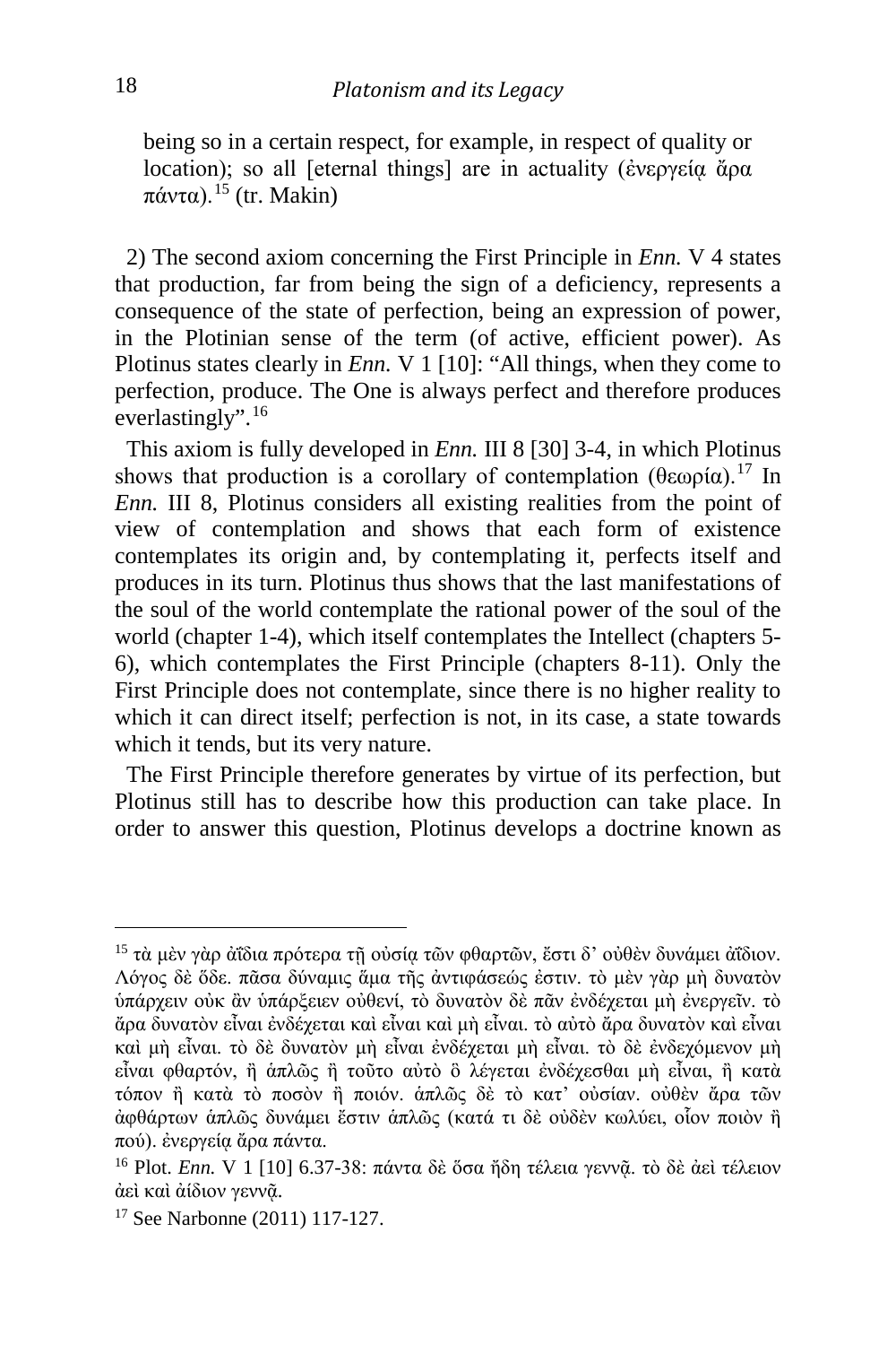being so in a certain respect, for example, in respect of quality or location); so all [eternal things] are in actuality (ἐνεργείᾳ ἄρα πάντα).[15] (tr. Makin)

2) The second axiom concerning the First Principle in *Enn.* V 4 states that production, far from being the sign of a deficiency, represents a consequence of the state of perfection, being an expression of power, in the Plotinian sense of the term (of active, efficient power). As Plotinus states clearly in *Enn.* V 1 [10]: "All things, when they come to perfection, produce. The One is always perfect and therefore produces everlastingly".[16]

This axiom is fully developed in *Enn.* III 8 [30] 3-4, in which Plotinus shows that production is a corollary of contemplation (θεωρία).[17] In *Enn.* III 8, Plotinus considers all existing realities from the point of view of contemplation and shows that each form of existence contemplates its origin and, by contemplating it, perfects itself and produces in its turn. Plotinus thus shows that the last manifestations of the soul of the world contemplate the rational power of the soul of the world (chapter 1-4), which itself contemplates the Intellect (chapters 5-6), which contemplates the First Principle (chapters 8-11). Only the First Principle does not contemplate, since there is no higher reality to which it can direct itself; perfection is not, in its case, a state towards which it tends, but its very nature.

The First Principle therefore generates by virtue of its perfection, but Plotinus still has to describe how this production can take place. In order to answer this question, Plotinus develops a doctrine known as

---

[15] τὰ μὲν γὰρ ἀΐδια πρότερα τῇ οὐσίᾳ τῶν φθαρτῶν, ἔστι δ' οὐθὲν δυνάμει ἀΐδιον. Λόγος δὲ ὅδε. πᾶσα δύναμις ἅμα τῆς ἀντιφάσεώς ἐστιν. τὸ μὲν γὰρ μὴ δυνατὸν ὑπάρχειν οὐκ ἂν ὑπάρξειεν οὐθενί, τὸ δυνατὸν δὲ πᾶν ἐνδέχεται μὴ ἐνεργεῖν. τὸ ἄρα δυνατὸν εἶναι ἐνδέχεται καὶ εἶναι καὶ μὴ εἶναι. τὸ αὐτὸ ἄρα δυνατὸν καὶ εἶναι καὶ μὴ εἶναι. τὸ δὲ δυνατὸν μὴ εἶναι ἐνδέχεται μὴ εἶναι. τὸ δὲ ἐνδεχόμενον μὴ εἶναι φθαρτόν, ἢ ἁπλῶς ἢ τοῦτο αὐτὸ ὃ λέγεται ἐνδέχεσθαι μὴ εἶναι, ἢ κατὰ τόπον ἢ κατὰ τὸ ποσὸν ἢ ποιόν. ἁπλῶς δὲ τὸ κατ' οὐσίαν. οὐθὲν ἄρα τῶν ἀφθάρτων ἁπλῶς δυνάμει ἔστιν ἁπλῶς (κατά τι δὲ οὐδὲν κωλύει, οἷον ποιὸν ἢ πού). ἐνεργείᾳ ἄρα πάντα.

[16] Plot. *Enn.* V 1 [10] 6.37-38: πάντα δὲ ὅσα ἤδη τέλεια γεννᾷ. τὸ δὲ ἀεὶ τέλειον ἀεὶ καὶ ἀίδιον γεννᾷ.

[17] See Narbonne (2011) 117-127.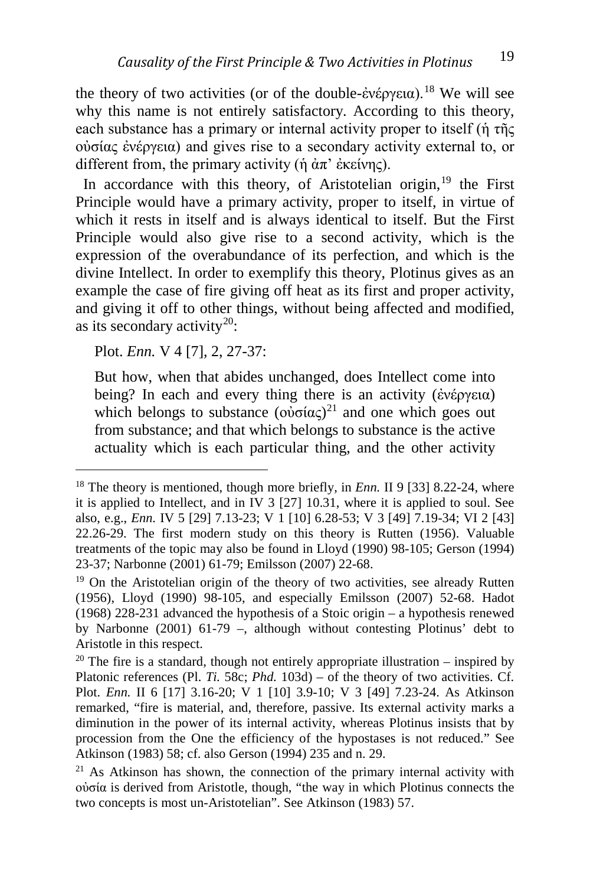the theory of two activities (or of the double-ἐνέργεια).[18] We will see why this name is not entirely satisfactory. According to this theory, each substance has a primary or internal activity proper to itself (ἡ τῆς οὐσίας ἐνέργεια) and gives rise to a secondary activity external to, or different from, the primary activity (ἡ ἀπ' ἐκείνης).

In accordance with this theory, of Aristotelian origin,[19] the First Principle would have a primary activity, proper to itself, in virtue of which it rests in itself and is always identical to itself. But the First Principle would also give rise to a second activity, which is the expression of the overabundance of its perfection, and which is the divine Intellect. In order to exemplify this theory, Plotinus gives as an example the case of fire giving off heat as its first and proper activity, and giving it off to other things, without being affected and modified, as its secondary activity[20]:

> Plot. *Enn.* V 4 [7], 2, 27-37:
>
> But how, when that abides unchanged, does Intellect come into being? In each and every thing there is an activity (ἐνέργεια) which belongs to substance (οὐσίας)[21] and one which goes out from substance; and that which belongs to substance is the active actuality which is each particular thing, and the other activity

---

[18] The theory is mentioned, though more briefly, in *Enn.* II 9 [33] 8.22-24, where it is applied to Intellect, and in IV 3 [27] 10.31, where it is applied to soul. See also, e.g., *Enn.* IV 5 [29] 7.13-23; V 1 [10] 6.28-53; V 3 [49] 7.19-34; VI 2 [43] 22.26-29. The first modern study on this theory is Rutten (1956). Valuable treatments of the topic may also be found in Lloyd (1990) 98-105; Gerson (1994) 23-37; Narbonne (2001) 61-79; Emilsson (2007) 22-68.

[19] On the Aristotelian origin of the theory of two activities, see already Rutten (1956), Lloyd (1990) 98-105, and especially Emilsson (2007) 52-68. Hadot (1968) 228-231 advanced the hypothesis of a Stoic origin – a hypothesis renewed by Narbonne (2001) 61-79 –, although without contesting Plotinus' debt to Aristotle in this respect.

[20] The fire is a standard, though not entirely appropriate illustration – inspired by Platonic references (Pl. *Ti.* 58c; *Phd.* 103d) – of the theory of two activities. Cf. Plot. *Enn.* II 6 [17] 3.16-20; V 1 [10] 3.9-10; V 3 [49] 7.23-24. As Atkinson remarked, "fire is material, and, therefore, passive. Its external activity marks a diminution in the power of its internal activity, whereas Plotinus insists that by procession from the One the efficiency of the hypostases is not reduced." See Atkinson (1983) 58; cf. also Gerson (1994) 235 and n. 29.

[21] As Atkinson has shown, the connection of the primary internal activity with οὐσία is derived from Aristotle, though, "the way in which Plotinus connects the two concepts is most un-Aristotelian". See Atkinson (1983) 57.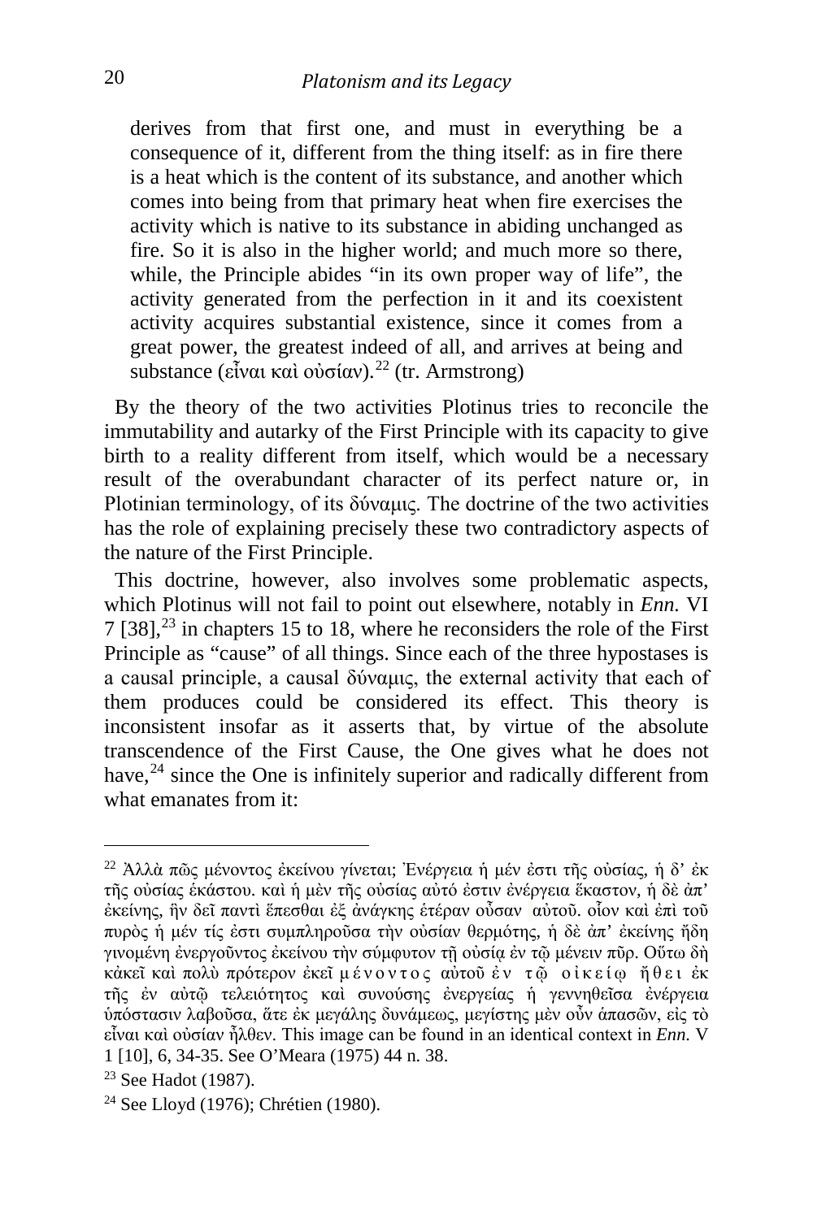> derives from that first one, and must in everything be a consequence of it, different from the thing itself: as in fire there is a heat which is the content of its substance, and another which comes into being from that primary heat when fire exercises the activity which is native to its substance in abiding unchanged as fire. So it is also in the higher world; and much more so there, while, the Principle abides "in its own proper way of life", the activity generated from the perfection in it and its coexistent activity acquires substantial existence, since it comes from a great power, the greatest indeed of all, and arrives at being and substance (εἶναι καὶ οὐσίαν).[22] (tr. Armstrong)

By the theory of the two activities Plotinus tries to reconcile the immutability and autarky of the First Principle with its capacity to give birth to a reality different from itself, which would be a necessary result of the overabundant character of its perfect nature or, in Plotinian terminology, of its δύναμις. The doctrine of the two activities has the role of explaining precisely these two contradictory aspects of the nature of the First Principle.

This doctrine, however, also involves some problematic aspects, which Plotinus will not fail to point out elsewhere, notably in *Enn.* VI 7 [38],[23] in chapters 15 to 18, where he reconsiders the role of the First Principle as "cause" of all things. Since each of the three hypostases is a causal principle, a causal δύναμις, the external activity that each of them produces could be considered its effect. This theory is inconsistent insofar as it asserts that, by virtue of the absolute transcendence of the First Cause, the One gives what he does not have,[24] since the One is infinitely superior and radically different from what emanates from it:

---

[22] Ἀλλὰ πῶς μένοντος ἐκείνου γίνεται; Ἐνέργεια ἡ μέν ἐστι τῆς οὐσίας, ἡ δ' ἐκ τῆς οὐσίας ἑκάστου. καὶ ἡ μὲν τῆς οὐσίας αὐτό ἐστιν ἐνέργεια ἕκαστον, ἡ δὲ ἀπ' ἐκείνης, ἣν δεῖ παντὶ ἕπεσθαι ἐξ ἀνάγκης ἑτέραν οὖσαν αὐτοῦ. οἷον καὶ ἐπὶ τοῦ πυρὸς ἡ μέν τίς ἐστι συμπληροῦσα τὴν οὐσίαν θερμότης, ἡ δὲ ἀπ' ἐκείνης ἤδη γινομένη ἐνεργοῦντος ἐκείνου τὴν σύμφυτον τῇ οὐσίᾳ ἐν τῷ μένειν πῦρ. Οὕτω δὴ κἀκεῖ καὶ πολὺ πρότερον ἐκεῖ μένοντος αὐτοῦ ἐν τῷ οἰκείῳ ἤθει ἐκ τῆς ἐν αὐτῷ τελειότητος καὶ συνούσης ἐνεργείας ἡ γεννηθεῖσα ἐνέργεια ὑπόστασιν λαβοῦσα, ἅτε ἐκ μεγάλης δυνάμεως, μεγίστης μὲν οὖν ἁπασῶν, εἰς τὸ εἶναι καὶ οὐσίαν ἦλθεν. This image can be found in an identical context in *Enn.* V 1 [10], 6, 34-35. See O'Meara (1975) 44 n. 38.

[23] See Hadot (1987).

[24] See Lloyd (1976); Chrétien (1980).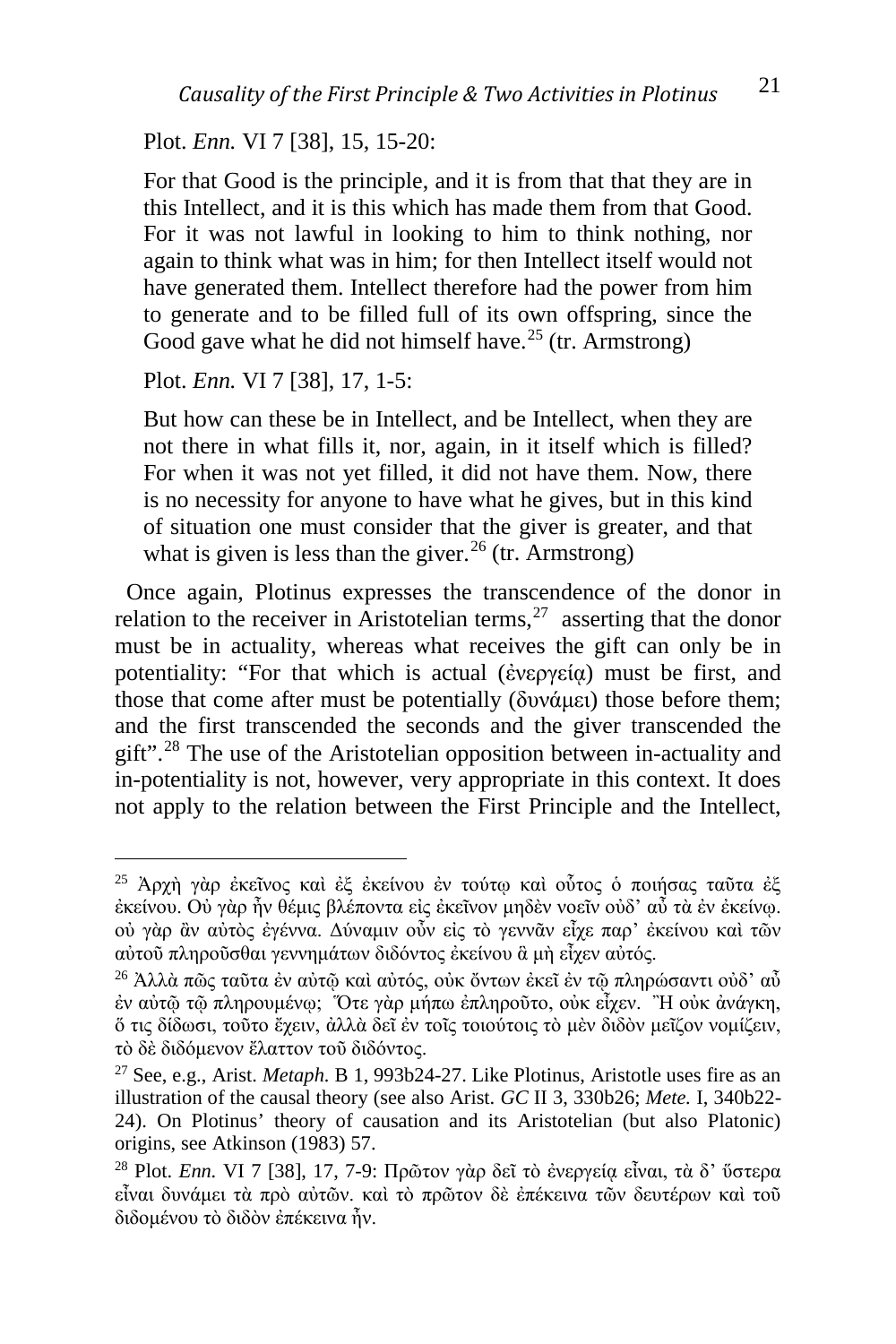Plot. *Enn.* VI 7 [38], 15, 15-20:

For that Good is the principle, and it is from that that they are in this Intellect, and it is this which has made them from that Good. For it was not lawful in looking to him to think nothing, nor again to think what was in him; for then Intellect itself would not have generated them. Intellect therefore had the power from him to generate and to be filled full of its own offspring, since the Good gave what he did not himself have.[25] (tr. Armstrong)

Plot. *Enn.* VI 7 [38], 17, 1-5:

But how can these be in Intellect, and be Intellect, when they are not there in what fills it, nor, again, in it itself which is filled? For when it was not yet filled, it did not have them. Now, there is no necessity for anyone to have what he gives, but in this kind of situation one must consider that the giver is greater, and that what is given is less than the giver.[26] (tr. Armstrong)

Once again, Plotinus expresses the transcendence of the donor in relation to the receiver in Aristotelian terms,[27] asserting that the donor must be in actuality, whereas what receives the gift can only be in potentiality: "For that which is actual (ἐνεργείᾳ) must be first, and those that come after must be potentially (δυνάμει) those before them; and the first transcended the seconds and the giver transcended the gift".[28] The use of the Aristotelian opposition between in-actuality and in-potentiality is not, however, very appropriate in this context. It does not apply to the relation between the First Principle and the Intellect,

---

[25] Ἀρχὴ γὰρ ἐκεῖνος καὶ ἐξ ἐκείνου ἐν τούτῳ καὶ οὗτος ὁ ποιήσας ταῦτα ἐξ ἐκείνου. Οὐ γὰρ ἦν θέμις βλέποντα εἰς ἐκεῖνον μηδὲν νοεῖν οὐδ' αὖ τὰ ἐν ἐκείνῳ. οὐ γὰρ ἂν αὐτὸς ἐγέννα. Δύναμιν οὖν εἰς τὸ γεννᾶν εἶχε παρ' ἐκείνου καὶ τῶν αὐτοῦ πληροῦσθαι γεννημάτων διδόντος ἐκείνου ἃ μὴ εἶχεν αὐτός.

[26] Ἀλλὰ πῶς ταῦτα ἐν αὐτῷ καὶ αὐτός, οὐκ ὄντων ἐκεῖ ἐν τῷ πληρώσαντι οὐδ' αὖ ἐν αὐτῷ τῷ πληρουμένῳ; Ὅτε γὰρ μήπω ἐπληροῦτο, οὐκ εἶχεν. Ἢ οὐκ ἀνάγκη, ὅ τις δίδωσι, τοῦτο ἔχειν, ἀλλὰ δεῖ ἐν τοῖς τοιούτοις τὸ μὲν διδὸν μεῖζον νομίζειν, τὸ δὲ διδόμενον ἔλαττον τοῦ διδόντος.

[27] See, e.g., Arist. *Metaph.* B 1, 993b24-27. Like Plotinus, Aristotle uses fire as an illustration of the causal theory (see also Arist. *GC* II 3, 330b26; *Mete.* I, 340b22-24). On Plotinus' theory of causation and its Aristotelian (but also Platonic) origins, see Atkinson (1983) 57.

[28] Plot. *Enn.* VI 7 [38], 17, 7-9: Πρῶτον γὰρ δεῖ τὸ ἐνεργείᾳ εἶναι, τὰ δ' ὕστερα εἶναι δυνάμει τὰ πρὸ αὐτῶν. καὶ τὸ πρῶτον δὲ ἐπέκεινα τῶν δευτέρων καὶ τοῦ διδομένου τὸ διδὸν ἐπέκεινα ἦν.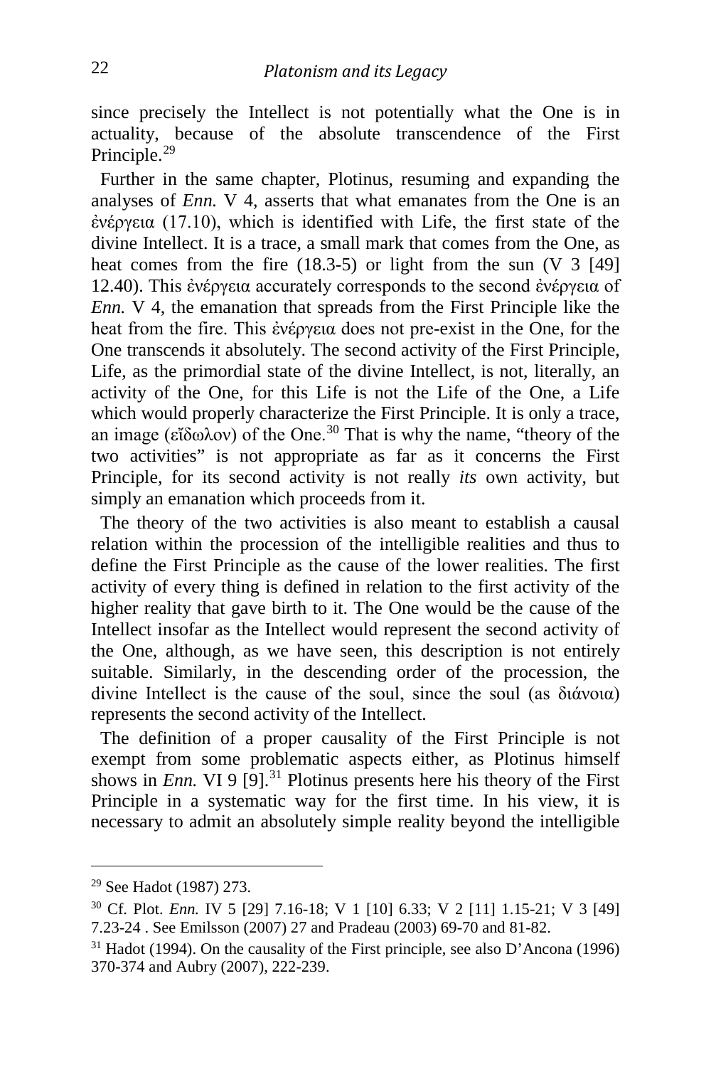since precisely the Intellect is not potentially what the One is in actuality, because of the absolute transcendence of the First Principle.[29]

Further in the same chapter, Plotinus, resuming and expanding the analyses of *Enn.* V 4, asserts that what emanates from the One is an ἐνέργεια (17.10), which is identified with Life, the first state of the divine Intellect. It is a trace, a small mark that comes from the One, as heat comes from the fire (18.3-5) or light from the sun (V 3 [49] 12.40). This ἐνέργεια accurately corresponds to the second ἐνέργεια of *Enn.* V 4, the emanation that spreads from the First Principle like the heat from the fire. This ἐνέργεια does not pre-exist in the One, for the One transcends it absolutely. The second activity of the First Principle, Life, as the primordial state of the divine Intellect, is not, literally, an activity of the One, for this Life is not the Life of the One, a Life which would properly characterize the First Principle. It is only a trace, an image (εἴδωλον) of the One.[30] That is why the name, "theory of the two activities" is not appropriate as far as it concerns the First Principle, for its second activity is not really *its* own activity, but simply an emanation which proceeds from it.

The theory of the two activities is also meant to establish a causal relation within the procession of the intelligible realities and thus to define the First Principle as the cause of the lower realities. The first activity of every thing is defined in relation to the first activity of the higher reality that gave birth to it. The One would be the cause of the Intellect insofar as the Intellect would represent the second activity of the One, although, as we have seen, this description is not entirely suitable. Similarly, in the descending order of the procession, the divine Intellect is the cause of the soul, since the soul (as διάνοια) represents the second activity of the Intellect.

The definition of a proper causality of the First Principle is not exempt from some problematic aspects either, as Plotinus himself shows in *Enn.* VI 9 [9].[31] Plotinus presents here his theory of the First Principle in a systematic way for the first time. In his view, it is necessary to admit an absolutely simple reality beyond the intelligible

---

[29] See Hadot (1987) 273.

[30] Cf. Plot. *Enn.* IV 5 [29] 7.16-18; V 1 [10] 6.33; V 2 [11] 1.15-21; V 3 [49] 7.23-24 . See Emilsson (2007) 27 and Pradeau (2003) 69-70 and 81-82.

[31] Hadot (1994). On the causality of the First principle, see also D'Ancona (1996) 370-374 and Aubry (2007), 222-239.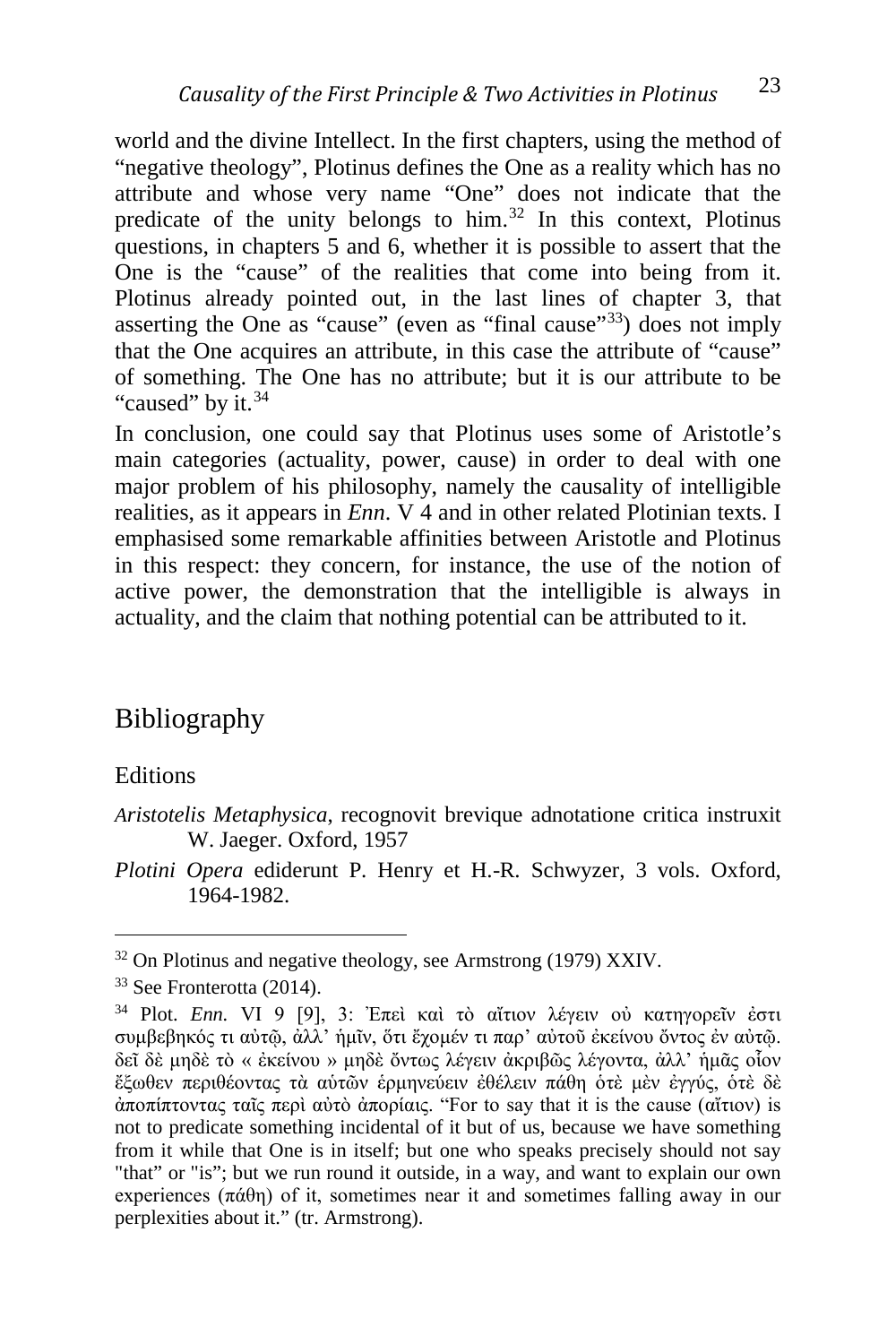world and the divine Intellect. In the first chapters, using the method of "negative theology", Plotinus defines the One as a reality which has no attribute and whose very name "One" does not indicate that the predicate of the unity belongs to him.[32] In this context, Plotinus questions, in chapters 5 and 6, whether it is possible to assert that the One is the "cause" of the realities that come into being from it. Plotinus already pointed out, in the last lines of chapter 3, that asserting the One as "cause" (even as "final cause"[33]) does not imply that the One acquires an attribute, in this case the attribute of "cause" of something. The One has no attribute; but it is our attribute to be "caused" by it.[34]

In conclusion, one could say that Plotinus uses some of Aristotle's main categories (actuality, power, cause) in order to deal with one major problem of his philosophy, namely the causality of intelligible realities, as it appears in *Enn*. V 4 and in other related Plotinian texts. I emphasised some remarkable affinities between Aristotle and Plotinus in this respect: they concern, for instance, the use of the notion of active power, the demonstration that the intelligible is always in actuality, and the claim that nothing potential can be attributed to it.

## Bibliography

### Editions

*Aristotelis Metaphysica*, recognovit brevique adnotatione critica instruxit W. Jaeger. Oxford, 1957

*Plotini Opera* ediderunt P. Henry et H.-R. Schwyzer, 3 vols. Oxford, 1964-1982.

---

[32] On Plotinus and negative theology, see Armstrong (1979) XXIV.

[33] See Fronterotta (2014).

[34] Plot. *Enn.* VI 9 [9], 3: Ἐπεὶ καὶ τὸ αἴτιον λέγειν οὐ κατηγορεῖν ἐστι συμβεβηκός τι αὐτῷ, ἀλλ' ἡμῖν, ὅτι ἔχομέν τι παρ' αὐτοῦ ἐκείνου ὄντος ἐν αὐτῷ. δεῖ δὲ μηδὲ τὸ « ἐκείνου » μηδὲ ὄντως λέγειν ἀκριβῶς λέγοντα, ἀλλ' ἡμᾶς οἷον ἔξωθεν περιθέοντας τὰ αὐτῶν ἑρμηνεύειν ἐθέλειν πάθη ὁτὲ μὲν ἐγγύς, ὁτὲ δὲ ἀποπίπτοντας ταῖς περὶ αὐτὸ ἀπορίαις. "For to say that it is the cause (αἴτιον) is not to predicate something incidental of it but of us, because we have something from it while that One is in itself; but one who speaks precisely should not say "that" or "is"; but we run round it outside, in a way, and want to explain our own experiences (πάθη) of it, sometimes near it and sometimes falling away in our perplexities about it." (tr. Armstrong).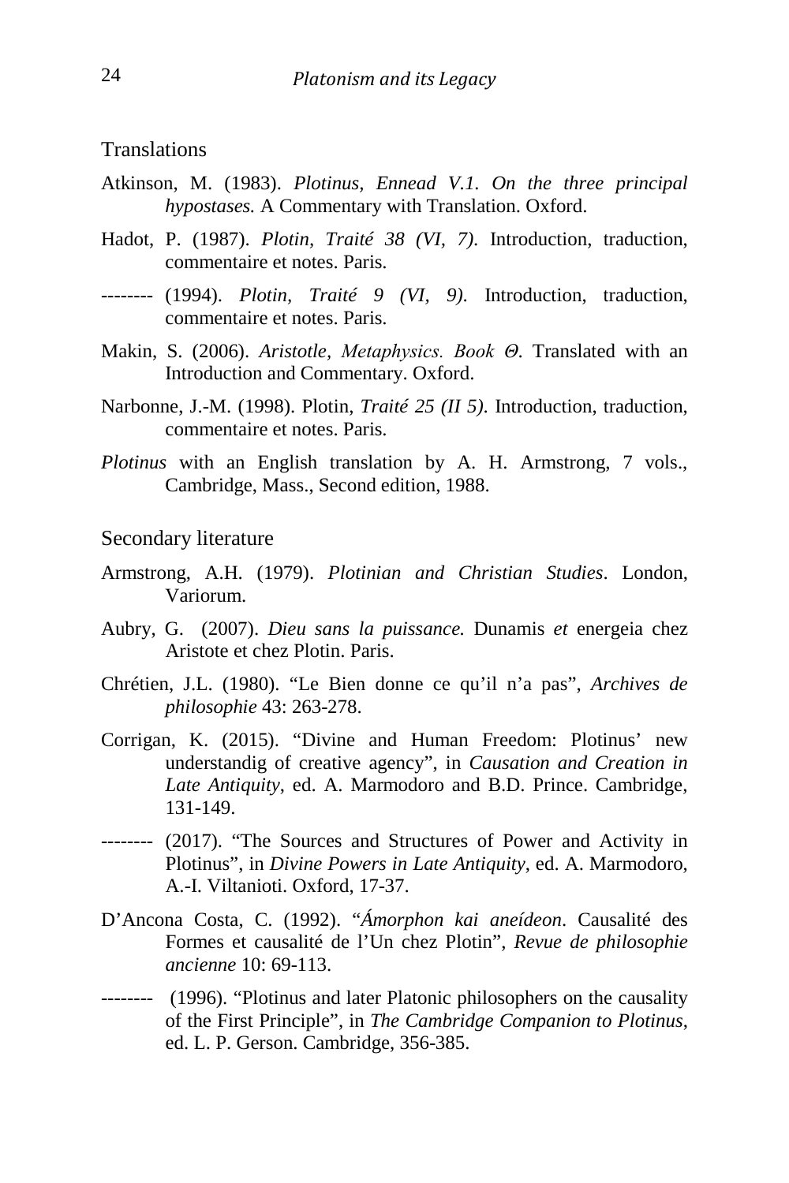### Translations

Atkinson, M. (1983). *Plotinus, Ennead V.1. On the three principal hypostases.* A Commentary with Translation. Oxford.

Hadot, P. (1987). *Plotin, Traité 38 (VI, 7).* Introduction, traduction, commentaire et notes. Paris.

-------- (1994). *Plotin, Traité 9 (VI, 9).* Introduction, traduction, commentaire et notes. Paris.

Makin, S. (2006). *Aristotle, Metaphysics. Book Θ.* Translated with an Introduction and Commentary. Oxford.

Narbonne, J.-M. (1998). Plotin, *Traité 25 (II 5).* Introduction, traduction, commentaire et notes. Paris.

*Plotinus* with an English translation by A. H. Armstrong, 7 vols., Cambridge, Mass., Second edition, 1988.

### Secondary literature

Armstrong, A.H. (1979). *Plotinian and Christian Studies*. London, Variorum.

Aubry, G. (2007). *Dieu sans la puissance.* Dunamis *et* energeia chez Aristote et chez Plotin. Paris.

Chrétien, J.L. (1980). "Le Bien donne ce qu'il n'a pas", *Archives de philosophie* 43: 263-278.

Corrigan, K. (2015). "Divine and Human Freedom: Plotinus' new understandig of creative agency", in *Causation and Creation in Late Antiquity*, ed. A. Marmodoro and B.D. Prince. Cambridge, 131-149.

-------- (2017). "The Sources and Structures of Power and Activity in Plotinus", in *Divine Powers in Late Antiquity*, ed. A. Marmodoro, A.-I. Viltanioti. Oxford, 17-37.

D'Ancona Costa, C. (1992). "*Ámorphon kai aneídeon*. Causalité des Formes et causalité de l'Un chez Plotin", *Revue de philosophie ancienne* 10: 69-113.

-------- (1996). "Plotinus and later Platonic philosophers on the causality of the First Principle", in *The Cambridge Companion to Plotinus*, ed. L. P. Gerson. Cambridge, 356-385.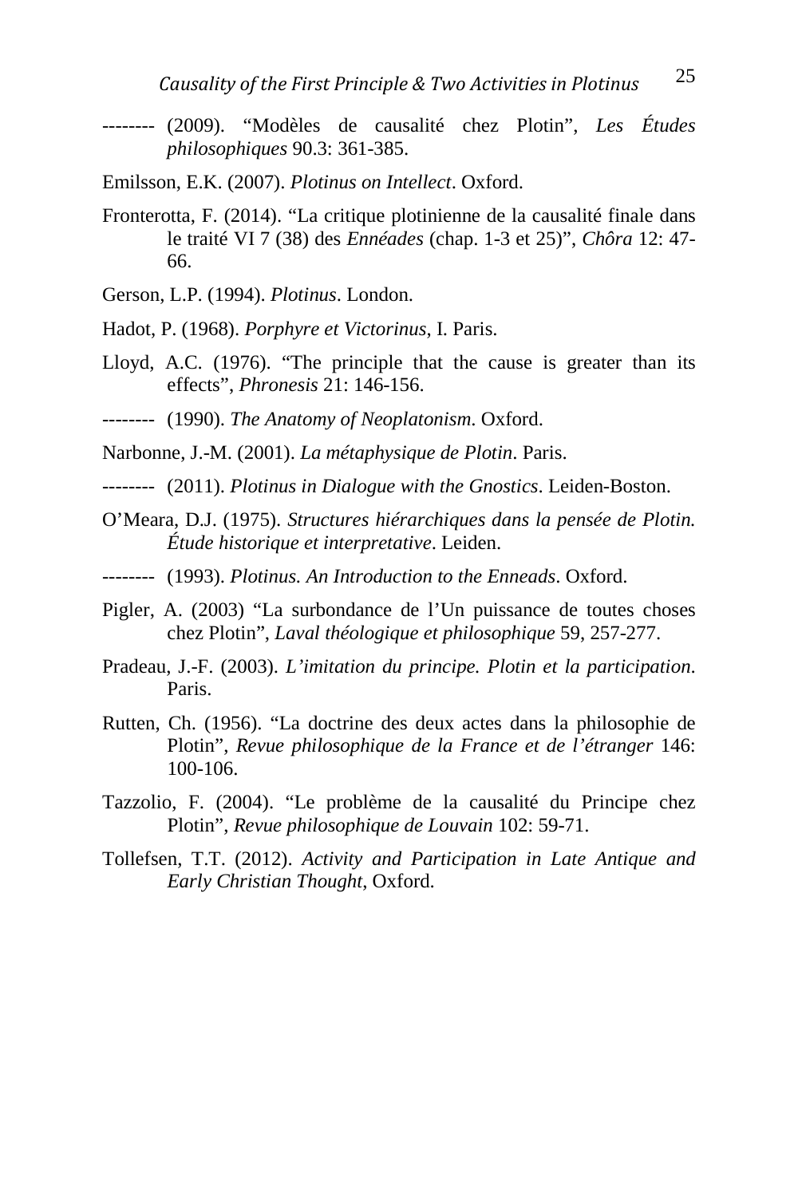-------- (2009). “Modèles de causalité chez Plotin”, *Les Études philosophiques* 90.3: 361-385.

Emilsson, E.K. (2007). *Plotinus on Intellect*. Oxford.

Fronterotta, F. (2014). “La critique plotinienne de la causalité finale dans le traité VI 7 (38) des *Ennéades* (chap. 1-3 et 25)”, *Chôra* 12: 47-66.

Gerson, L.P. (1994). *Plotinus*. London.

Hadot, P. (1968). *Porphyre et Victorinus*, I. Paris.

Lloyd, A.C. (1976). “The principle that the cause is greater than its effects”, *Phronesis* 21: 146-156.

-------- (1990). *The Anatomy of Neoplatonism*. Oxford.

Narbonne, J.-M. (2001). *La métaphysique de Plotin*. Paris.

-------- (2011). *Plotinus in Dialogue with the Gnostics*. Leiden-Boston.

O’Meara, D.J. (1975). *Structures hiérarchiques dans la pensée de Plotin. Étude historique et interpretative*. Leiden.

-------- (1993). *Plotinus. An Introduction to the Enneads*. Oxford.

Pigler, A. (2003) “La surbondance de l’Un puissance de toutes choses chez Plotin”, *Laval théologique et philosophique* 59, 257-277.

Pradeau, J.-F. (2003). *L’imitation du principe. Plotin et la participation*. Paris.

Rutten, Ch. (1956). “La doctrine des deux actes dans la philosophie de Plotin”, *Revue philosophique de la France et de l’étranger* 146: 100-106.

Tazzolio, F. (2004). “Le problème de la causalité du Principe chez Plotin”, *Revue philosophique de Louvain* 102: 59-71.

Tollefsen, T.T. (2012). *Activity and Participation in Late Antique and Early Christian Thought*, Oxford.